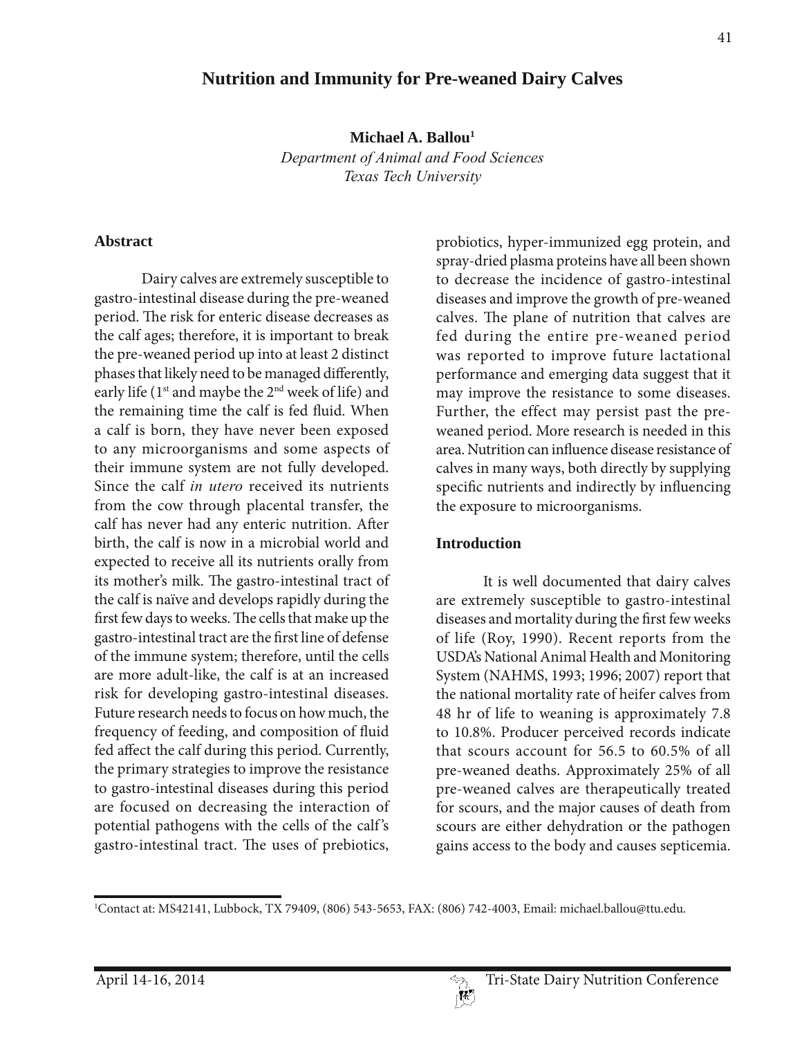# Nutrition and Immunity for Pre-weaned Dairy Calves

**Michael A. Ballou**[1]

*Department of Animal and Food Sciences*
*Texas Tech University*

## Abstract

Dairy calves are extremely susceptible to gastro-intestinal disease during the pre-weaned period. The risk for enteric disease decreases as the calf ages; therefore, it is important to break the pre-weaned period up into at least 2 distinct phases that likely need to be managed differently, early life (1st and maybe the 2nd week of life) and the remaining time the calf is fed fluid. When a calf is born, they have never been exposed to any microorganisms and some aspects of their immune system are not fully developed. Since the calf *in utero* received its nutrients from the cow through placental transfer, the calf has never had any enteric nutrition. After birth, the calf is now in a microbial world and expected to receive all its nutrients orally from its mother's milk. The gastro-intestinal tract of the calf is naïve and develops rapidly during the first few days to weeks. The cells that make up the gastro-intestinal tract are the first line of defense of the immune system; therefore, until the cells are more adult-like, the calf is at an increased risk for developing gastro-intestinal diseases. Future research needs to focus on how much, the frequency of feeding, and composition of fluid fed affect the calf during this period. Currently, the primary strategies to improve the resistance to gastro-intestinal diseases during this period are focused on decreasing the interaction of potential pathogens with the cells of the calf's gastro-intestinal tract. The uses of prebiotics, probiotics, hyper-immunized egg protein, and spray-dried plasma proteins have all been shown to decrease the incidence of gastro-intestinal diseases and improve the growth of pre-weaned calves. The plane of nutrition that calves are fed during the entire pre-weaned period was reported to improve future lactational performance and emerging data suggest that it may improve the resistance to some diseases. Further, the effect may persist past the pre-weaned period. More research is needed in this area. Nutrition can influence disease resistance of calves in many ways, both directly by supplying specific nutrients and indirectly by influencing the exposure to microorganisms.

## Introduction

It is well documented that dairy calves are extremely susceptible to gastro-intestinal diseases and mortality during the first few weeks of life (Roy, 1990). Recent reports from the USDA's National Animal Health and Monitoring System (NAHMS, 1993; 1996; 2007) report that the national mortality rate of heifer calves from 48 hr of life to weaning is approximately 7.8 to 10.8%. Producer perceived records indicate that scours account for 56.5 to 60.5% of all pre-weaned deaths. Approximately 25% of all pre-weaned calves are therapeutically treated for scours, and the major causes of death from scours are either dehydration or the pathogen gains access to the body and causes septicemia.

[1]Contact at: MS42141, Lubbock, TX 79409, (806) 543-5653, FAX: (806) 742-4003, Email: michael.ballou@ttu.edu.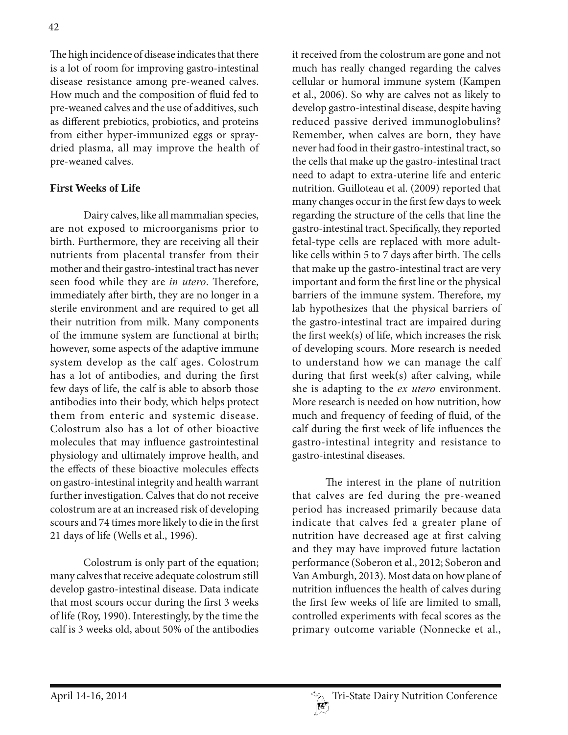The high incidence of disease indicates that there is a lot of room for improving gastro-intestinal disease resistance among pre-weaned calves. How much and the composition of fluid fed to pre-weaned calves and the use of additives, such as different prebiotics, probiotics, and proteins from either hyper-immunized eggs or spray-dried plasma, all may improve the health of pre-weaned calves.

## First Weeks of Life

Dairy calves, like all mammalian species, are not exposed to microorganisms prior to birth. Furthermore, they are receiving all their nutrients from placental transfer from their mother and their gastro-intestinal tract has never seen food while they are *in utero*. Therefore, immediately after birth, they are no longer in a sterile environment and are required to get all their nutrition from milk. Many components of the immune system are functional at birth; however, some aspects of the adaptive immune system develop as the calf ages. Colostrum has a lot of antibodies, and during the first few days of life, the calf is able to absorb those antibodies into their body, which helps protect them from enteric and systemic disease. Colostrum also has a lot of other bioactive molecules that may influence gastrointestinal physiology and ultimately improve health, and the effects of these bioactive molecules effects on gastro-intestinal integrity and health warrant further investigation. Calves that do not receive colostrum are at an increased risk of developing scours and 74 times more likely to die in the first 21 days of life (Wells et al., 1996).

Colostrum is only part of the equation; many calves that receive adequate colostrum still develop gastro-intestinal disease. Data indicate that most scours occur during the first 3 weeks of life (Roy, 1990). Interestingly, by the time the calf is 3 weeks old, about 50% of the antibodies it received from the colostrum are gone and not much has really changed regarding the calves cellular or humoral immune system (Kampen et al., 2006). So why are calves not as likely to develop gastro-intestinal disease, despite having reduced passive derived immunoglobulins? Remember, when calves are born, they have never had food in their gastro-intestinal tract, so the cells that make up the gastro-intestinal tract need to adapt to extra-uterine life and enteric nutrition. Guilloteau et al. (2009) reported that many changes occur in the first few days to week regarding the structure of the cells that line the gastro-intestinal tract. Specifically, they reported fetal-type cells are replaced with more adult-like cells within 5 to 7 days after birth. The cells that make up the gastro-intestinal tract are very important and form the first line or the physical barriers of the immune system. Therefore, my lab hypothesizes that the physical barriers of the gastro-intestinal tract are impaired during the first week(s) of life, which increases the risk of developing scours. More research is needed to understand how we can manage the calf during that first week(s) after calving, while she is adapting to the *ex utero* environment. More research is needed on how nutrition, how much and frequency of feeding of fluid, of the calf during the first week of life influences the gastro-intestinal integrity and resistance to gastro-intestinal diseases.

The interest in the plane of nutrition that calves are fed during the pre-weaned period has increased primarily because data indicate that calves fed a greater plane of nutrition have decreased age at first calving and they may have improved future lactation performance (Soberon et al., 2012; Soberon and Van Amburgh, 2013). Most data on how plane of nutrition influences the health of calves during the first few weeks of life are limited to small, controlled experiments with fecal scores as the primary outcome variable (Nonnecke et al.,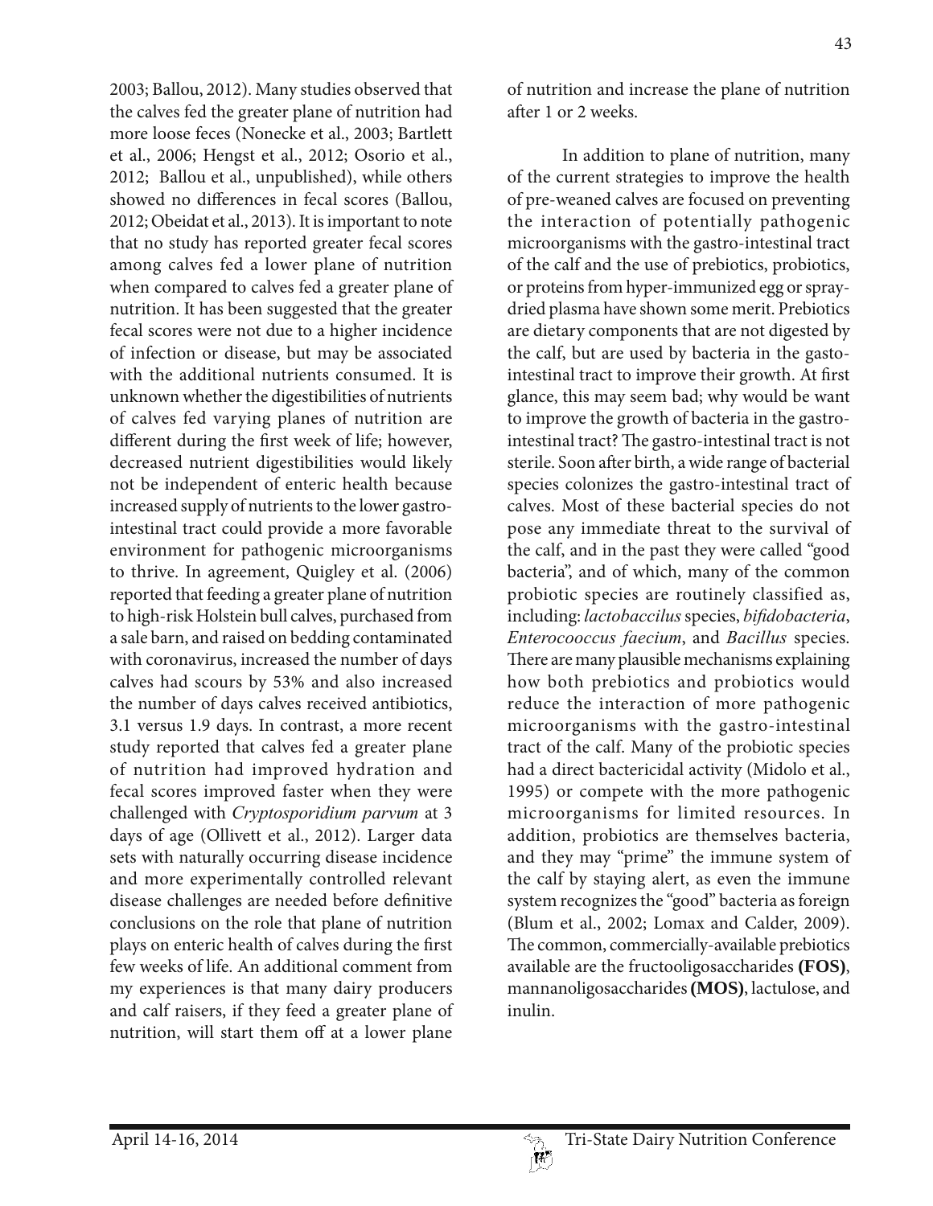2003; Ballou, 2012). Many studies observed that the calves fed the greater plane of nutrition had more loose feces (Nonecke et al., 2003; Bartlett et al., 2006; Hengst et al., 2012; Osorio et al., 2012; Ballou et al., unpublished), while others showed no differences in fecal scores (Ballou, 2012; Obeidat et al., 2013). It is important to note that no study has reported greater fecal scores among calves fed a lower plane of nutrition when compared to calves fed a greater plane of nutrition. It has been suggested that the greater fecal scores were not due to a higher incidence of infection or disease, but may be associated with the additional nutrients consumed. It is unknown whether the digestibilities of nutrients of calves fed varying planes of nutrition are different during the first week of life; however, decreased nutrient digestibilities would likely not be independent of enteric health because increased supply of nutrients to the lower gastro-intestinal tract could provide a more favorable environment for pathogenic microorganisms to thrive. In agreement, Quigley et al. (2006) reported that feeding a greater plane of nutrition to high-risk Holstein bull calves, purchased from a sale barn, and raised on bedding contaminated with coronavirus, increased the number of days calves had scours by 53% and also increased the number of days calves received antibiotics, 3.1 versus 1.9 days. In contrast, a more recent study reported that calves fed a greater plane of nutrition had improved hydration and fecal scores improved faster when they were challenged with *Cryptosporidium parvum* at 3 days of age (Ollivett et al., 2012). Larger data sets with naturally occurring disease incidence and more experimentally controlled relevant disease challenges are needed before definitive conclusions on the role that plane of nutrition plays on enteric health of calves during the first few weeks of life. An additional comment from my experiences is that many dairy producers and calf raisers, if they feed a greater plane of nutrition, will start them off at a lower plane of nutrition and increase the plane of nutrition after 1 or 2 weeks.

In addition to plane of nutrition, many of the current strategies to improve the health of pre-weaned calves are focused on preventing the interaction of potentially pathogenic microorganisms with the gastro-intestinal tract of the calf and the use of prebiotics, probiotics, or proteins from hyper-immunized egg or spray-dried plasma have shown some merit. Prebiotics are dietary components that are not digested by the calf, but are used by bacteria in the gasto-intestinal tract to improve their growth. At first glance, this may seem bad; why would be want to improve the growth of bacteria in the gastro-intestinal tract? The gastro-intestinal tract is not sterile. Soon after birth, a wide range of bacterial species colonizes the gastro-intestinal tract of calves. Most of these bacterial species do not pose any immediate threat to the survival of the calf, and in the past they were called "good bacteria", and of which, many of the common probiotic species are routinely classified as, including: *lactobaccilus* species, *bifidobacteria*, *Enterocooccus faecium*, and *Bacillus* species. There are many plausible mechanisms explaining how both prebiotics and probiotics would reduce the interaction of more pathogenic microorganisms with the gastro-intestinal tract of the calf. Many of the probiotic species had a direct bactericidal activity (Midolo et al., 1995) or compete with the more pathogenic microorganisms for limited resources. In addition, probiotics are themselves bacteria, and they may "prime" the immune system of the calf by staying alert, as even the immune system recognizes the "good" bacteria as foreign (Blum et al., 2002; Lomax and Calder, 2009). The common, commercially-available prebiotics available are the fructooligosaccharides **(FOS)**, mannanoligosaccharides **(MOS)**, lactulose, and inulin.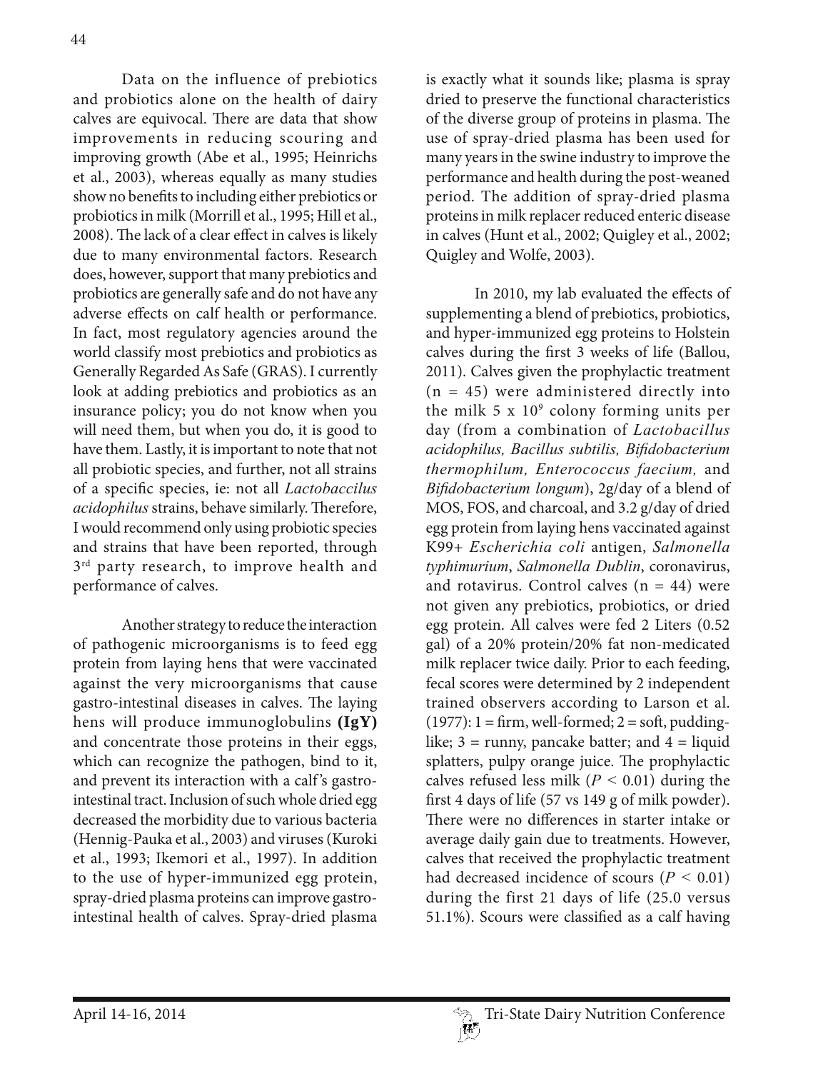Data on the influence of prebiotics and probiotics alone on the health of dairy calves are equivocal. There are data that show improvements in reducing scouring and improving growth (Abe et al., 1995; Heinrichs et al., 2003), whereas equally as many studies show no benefits to including either prebiotics or probiotics in milk (Morrill et al., 1995; Hill et al., 2008). The lack of a clear effect in calves is likely due to many environmental factors. Research does, however, support that many prebiotics and probiotics are generally safe and do not have any adverse effects on calf health or performance. In fact, most regulatory agencies around the world classify most prebiotics and probiotics as Generally Regarded As Safe (GRAS). I currently look at adding prebiotics and probiotics as an insurance policy; you do not know when you will need them, but when you do, it is good to have them. Lastly, it is important to note that not all probiotic species, and further, not all strains of a specific species, ie: not all *Lactobaccilus acidophilus* strains, behave similarly. Therefore, I would recommend only using probiotic species and strains that have been reported, through 3rd party research, to improve health and performance of calves.

Another strategy to reduce the interaction of pathogenic microorganisms is to feed egg protein from laying hens that were vaccinated against the very microorganisms that cause gastro-intestinal diseases in calves. The laying hens will produce immunoglobulins **(IgY)** and concentrate those proteins in their eggs, which can recognize the pathogen, bind to it, and prevent its interaction with a calf's gastro-intestinal tract. Inclusion of such whole dried egg decreased the morbidity due to various bacteria (Hennig-Pauka et al., 2003) and viruses (Kuroki et al., 1993; Ikemori et al., 1997). In addition to the use of hyper-immunized egg protein, spray-dried plasma proteins can improve gastro-intestinal health of calves. Spray-dried plasma is exactly what it sounds like; plasma is spray dried to preserve the functional characteristics of the diverse group of proteins in plasma. The use of spray-dried plasma has been used for many years in the swine industry to improve the performance and health during the post-weaned period. The addition of spray-dried plasma proteins in milk replacer reduced enteric disease in calves (Hunt et al., 2002; Quigley et al., 2002; Quigley and Wolfe, 2003).

In 2010, my lab evaluated the effects of supplementing a blend of prebiotics, probiotics, and hyper-immunized egg proteins to Holstein calves during the first 3 weeks of life (Ballou, 2011). Calves given the prophylactic treatment ($n = 45$) were administered directly into the milk $5 \times 10^9$ colony forming units per day (from a combination of *Lactobacillus acidophilus, Bacillus subtilis, Bifidobacterium thermophilum, Enterococcus faecium,* and *Bifidobacterium longum*), 2g/day of a blend of MOS, FOS, and charcoal, and 3.2 g/day of dried egg protein from laying hens vaccinated against K99+ *Escherichia coli* antigen, *Salmonella typhimurium*, *Salmonella Dublin*, coronavirus, and rotavirus. Control calves ($n = 44$) were not given any prebiotics, probiotics, or dried egg protein. All calves were fed 2 Liters (0.52 gal) of a 20% protein/20% fat non-medicated milk replacer twice daily. Prior to each feeding, fecal scores were determined by 2 independent trained observers according to Larson et al. (1977): 1 = firm, well-formed; 2 = soft, pudding-like; 3 = runny, pancake batter; and 4 = liquid splatters, pulpy orange juice. The prophylactic calves refused less milk ($P < 0.01$) during the first 4 days of life (57 vs 149 g of milk powder). There were no differences in starter intake or average daily gain due to treatments. However, calves that received the prophylactic treatment had decreased incidence of scours ($P < 0.01$) during the first 21 days of life (25.0 versus 51.1%). Scours were classified as a calf having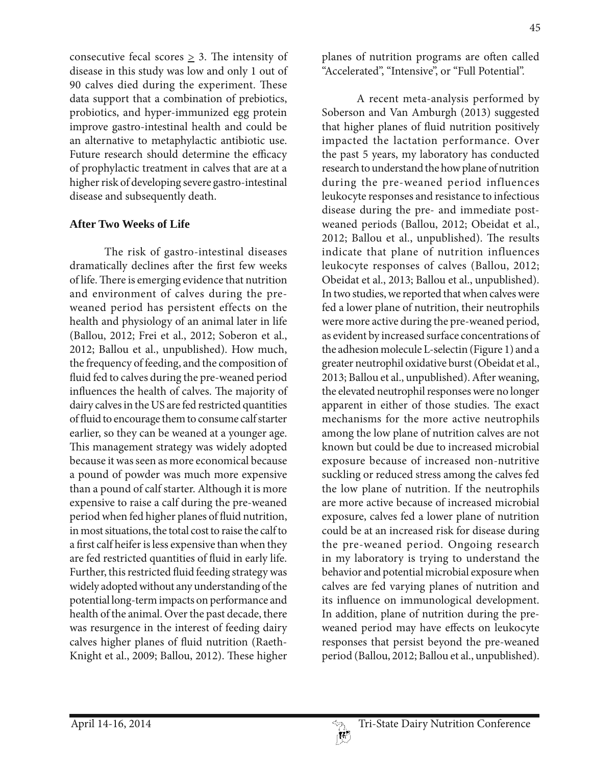consecutive fecal scores ≥ 3. The intensity of disease in this study was low and only 1 out of 90 calves died during the experiment. These data support that a combination of prebiotics, probiotics, and hyper-immunized egg protein improve gastro-intestinal health and could be an alternative to metaphylactic antibiotic use. Future research should determine the efficacy of prophylactic treatment in calves that are at a higher risk of developing severe gastro-intestinal disease and subsequently death.

## After Two Weeks of Life

The risk of gastro-intestinal diseases dramatically declines after the first few weeks of life. There is emerging evidence that nutrition and environment of calves during the pre-weaned period has persistent effects on the health and physiology of an animal later in life (Ballou, 2012; Frei et al., 2012; Soberon et al., 2012; Ballou et al., unpublished). How much, the frequency of feeding, and the composition of fluid fed to calves during the pre-weaned period influences the health of calves. The majority of dairy calves in the US are fed restricted quantities of fluid to encourage them to consume calf starter earlier, so they can be weaned at a younger age. This management strategy was widely adopted because it was seen as more economical because a pound of powder was much more expensive than a pound of calf starter. Although it is more expensive to raise a calf during the pre-weaned period when fed higher planes of fluid nutrition, in most situations, the total cost to raise the calf to a first calf heifer is less expensive than when they are fed restricted quantities of fluid in early life. Further, this restricted fluid feeding strategy was widely adopted without any understanding of the potential long-term impacts on performance and health of the animal. Over the past decade, there was resurgence in the interest of feeding dairy calves higher planes of fluid nutrition (Raeth-Knight et al., 2009; Ballou, 2012). These higher planes of nutrition programs are often called "Accelerated", "Intensive", or "Full Potential".

A recent meta-analysis performed by Soberson and Van Amburgh (2013) suggested that higher planes of fluid nutrition positively impacted the lactation performance. Over the past 5 years, my laboratory has conducted research to understand the how plane of nutrition during the pre-weaned period influences leukocyte responses and resistance to infectious disease during the pre- and immediate post-weaned periods (Ballou, 2012; Obeidat et al., 2012; Ballou et al., unpublished). The results indicate that plane of nutrition influences leukocyte responses of calves (Ballou, 2012; Obeidat et al., 2013; Ballou et al., unpublished). In two studies, we reported that when calves were fed a lower plane of nutrition, their neutrophils were more active during the pre-weaned period, as evident by increased surface concentrations of the adhesion molecule L-selectin (Figure 1) and a greater neutrophil oxidative burst (Obeidat et al., 2013; Ballou et al., unpublished). After weaning, the elevated neutrophil responses were no longer apparent in either of those studies. The exact mechanisms for the more active neutrophils among the low plane of nutrition calves are not known but could be due to increased microbial exposure because of increased non-nutritive suckling or reduced stress among the calves fed the low plane of nutrition. If the neutrophils are more active because of increased microbial exposure, calves fed a lower plane of nutrition could be at an increased risk for disease during the pre-weaned period. Ongoing research in my laboratory is trying to understand the behavior and potential microbial exposure when calves are fed varying planes of nutrition and its influence on immunological development. In addition, plane of nutrition during the pre-weaned period may have effects on leukocyte responses that persist beyond the pre-weaned period (Ballou, 2012; Ballou et al., unpublished).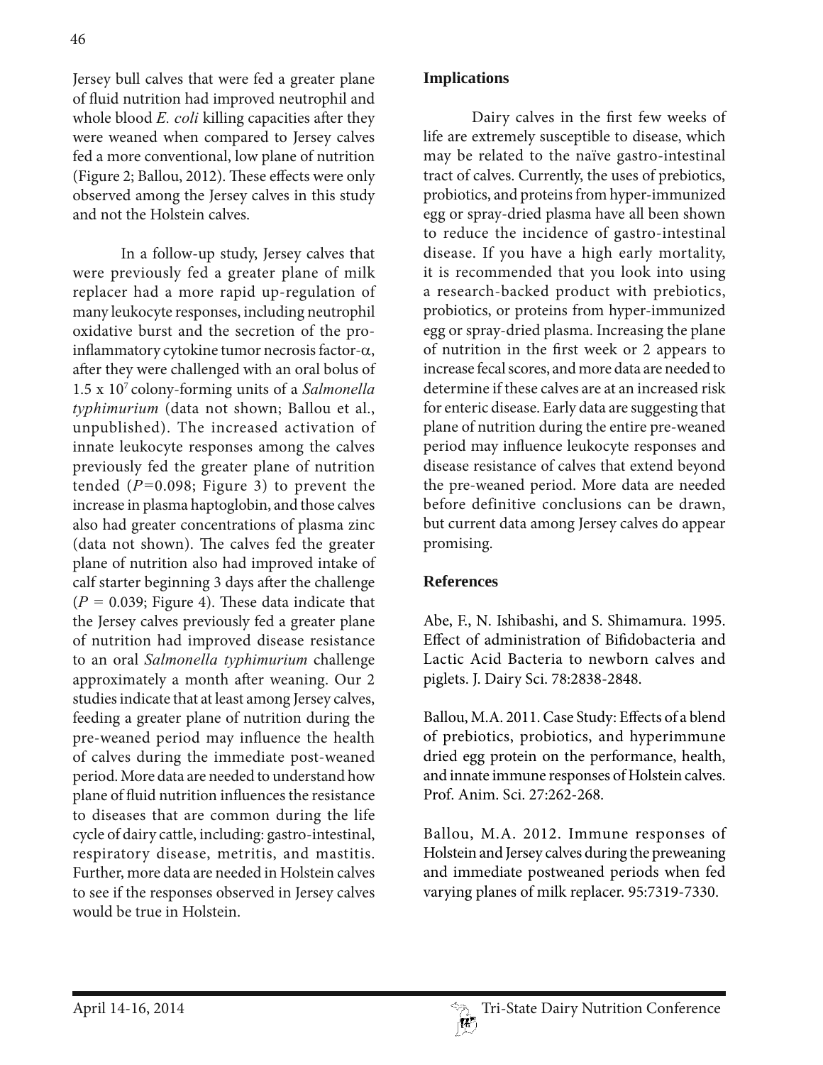Jersey bull calves that were fed a greater plane of fluid nutrition had improved neutrophil and whole blood *E. coli* killing capacities after they were weaned when compared to Jersey calves fed a more conventional, low plane of nutrition (Figure 2; Ballou, 2012). These effects were only observed among the Jersey calves in this study and not the Holstein calves.

In a follow-up study, Jersey calves that were previously fed a greater plane of milk replacer had a more rapid up-regulation of many leukocyte responses, including neutrophil oxidative burst and the secretion of the pro-inflammatory cytokine tumor necrosis factor-α, after they were challenged with an oral bolus of 1.5 x $10^7$ colony-forming units of a *Salmonella typhimurium* (data not shown; Ballou et al., unpublished). The increased activation of innate leukocyte responses among the calves previously fed the greater plane of nutrition tended ($P$=0.098; Figure 3) to prevent the increase in plasma haptoglobin, and those calves also had greater concentrations of plasma zinc (data not shown). The calves fed the greater plane of nutrition also had improved intake of calf starter beginning 3 days after the challenge ($P$ = 0.039; Figure 4). These data indicate that the Jersey calves previously fed a greater plane of nutrition had improved disease resistance to an oral *Salmonella typhimurium* challenge approximately a month after weaning. Our 2 studies indicate that at least among Jersey calves, feeding a greater plane of nutrition during the pre-weaned period may influence the health of calves during the immediate post-weaned period. More data are needed to understand how plane of fluid nutrition influences the resistance to diseases that are common during the life cycle of dairy cattle, including: gastro-intestinal, respiratory disease, metritis, and mastitis. Further, more data are needed in Holstein calves to see if the responses observed in Jersey calves would be true in Holstein.

## Implications

Dairy calves in the first few weeks of life are extremely susceptible to disease, which may be related to the naïve gastro-intestinal tract of calves. Currently, the uses of prebiotics, probiotics, and proteins from hyper-immunized egg or spray-dried plasma have all been shown to reduce the incidence of gastro-intestinal disease. If you have a high early mortality, it is recommended that you look into using a research-backed product with prebiotics, probiotics, or proteins from hyper-immunized egg or spray-dried plasma. Increasing the plane of nutrition in the first week or 2 appears to increase fecal scores, and more data are needed to determine if these calves are at an increased risk for enteric disease. Early data are suggesting that plane of nutrition during the entire pre-weaned period may influence leukocyte responses and disease resistance of calves that extend beyond the pre-weaned period. More data are needed before definitive conclusions can be drawn, but current data among Jersey calves do appear promising.

## References

Abe, F., N. Ishibashi, and S. Shimamura. 1995. Effect of administration of Bifidobacteria and Lactic Acid Bacteria to newborn calves and piglets. J. Dairy Sci. 78:2838-2848.

Ballou, M.A. 2011. Case Study: Effects of a blend of prebiotics, probiotics, and hyperimmune dried egg protein on the performance, health, and innate immune responses of Holstein calves. Prof. Anim. Sci. 27:262-268.

Ballou, M.A. 2012. Immune responses of Holstein and Jersey calves during the preweaning and immediate postweaned periods when fed varying planes of milk replacer. 95:7319-7330.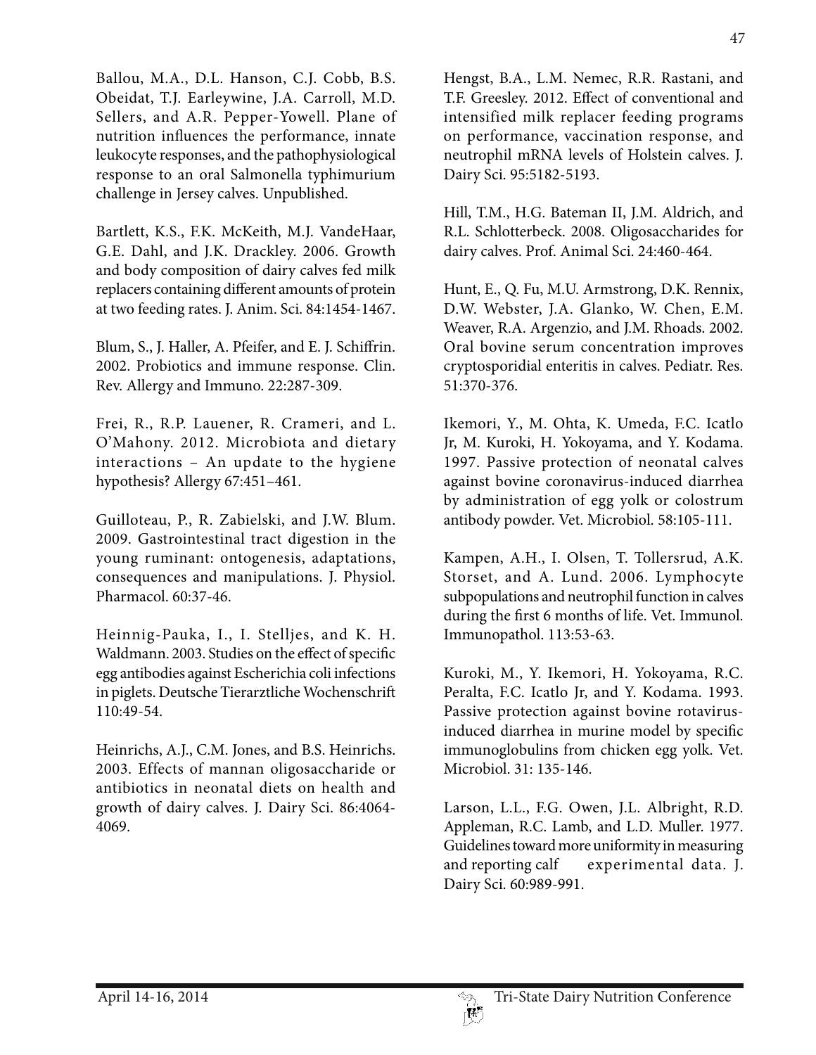Ballou, M.A., D.L. Hanson, C.J. Cobb, B.S. Obeidat, T.J. Earleywine, J.A. Carroll, M.D. Sellers, and A.R. Pepper-Yowell. Plane of nutrition influences the performance, innate leukocyte responses, and the pathophysiological response to an oral Salmonella typhimurium challenge in Jersey calves. Unpublished.

Bartlett, K.S., F.K. McKeith, M.J. VandeHaar, G.E. Dahl, and J.K. Drackley. 2006. Growth and body composition of dairy calves fed milk replacers containing different amounts of protein at two feeding rates. J. Anim. Sci. 84:1454-1467.

Blum, S., J. Haller, A. Pfeifer, and E. J. Schiffrin. 2002. Probiotics and immune response. Clin. Rev. Allergy and Immuno. 22:287-309.

Frei, R., R.P. Lauener, R. Crameri, and L. O'Mahony. 2012. Microbiota and dietary interactions – An update to the hygiene hypothesis? Allergy 67:451–461.

Guilloteau, P., R. Zabielski, and J.W. Blum. 2009. Gastrointestinal tract digestion in the young ruminant: ontogenesis, adaptations, consequences and manipulations. J. Physiol. Pharmacol. 60:37-46.

Heinnig-Pauka, I., I. Stelljes, and K. H. Waldmann. 2003. Studies on the effect of specific egg antibodies against Escherichia coli infections in piglets. Deutsche Tierarztliche Wochenschrift 110:49-54.

Heinrichs, A.J., C.M. Jones, and B.S. Heinrichs. 2003. Effects of mannan oligosaccharide or antibiotics in neonatal diets on health and growth of dairy calves. J. Dairy Sci. 86:4064-4069.

Hengst, B.A., L.M. Nemec, R.R. Rastani, and T.F. Greesley. 2012. Effect of conventional and intensified milk replacer feeding programs on performance, vaccination response, and neutrophil mRNA levels of Holstein calves. J. Dairy Sci. 95:5182-5193.

Hill, T.M., H.G. Bateman II, J.M. Aldrich, and R.L. Schlotterbeck. 2008. Oligosaccharides for dairy calves. Prof. Animal Sci. 24:460-464.

Hunt, E., Q. Fu, M.U. Armstrong, D.K. Rennix, D.W. Webster, J.A. Glanko, W. Chen, E.M. Weaver, R.A. Argenzio, and J.M. Rhoads. 2002. Oral bovine serum concentration improves cryptosporidial enteritis in calves. Pediatr. Res. 51:370-376.

Ikemori, Y., M. Ohta, K. Umeda, F.C. Icatlo Jr, M. Kuroki, H. Yokoyama, and Y. Kodama. 1997. Passive protection of neonatal calves against bovine coronavirus-induced diarrhea by administration of egg yolk or colostrum antibody powder. Vet. Microbiol. 58:105-111.

Kampen, A.H., I. Olsen, T. Tollersrud, A.K. Storset, and A. Lund. 2006. Lymphocyte subpopulations and neutrophil function in calves during the first 6 months of life. Vet. Immunol. Immunopathol. 113:53-63.

Kuroki, M., Y. Ikemori, H. Yokoyama, R.C. Peralta, F.C. Icatlo Jr, and Y. Kodama. 1993. Passive protection against bovine rotavirus-induced diarrhea in murine model by specific immunoglobulins from chicken egg yolk. Vet. Microbiol. 31: 135-146.

Larson, L.L., F.G. Owen, J.L. Albright, R.D. Appleman, R.C. Lamb, and L.D. Muller. 1977. Guidelines toward more uniformity in measuring and reporting calf experimental data. J. Dairy Sci. 60:989-991.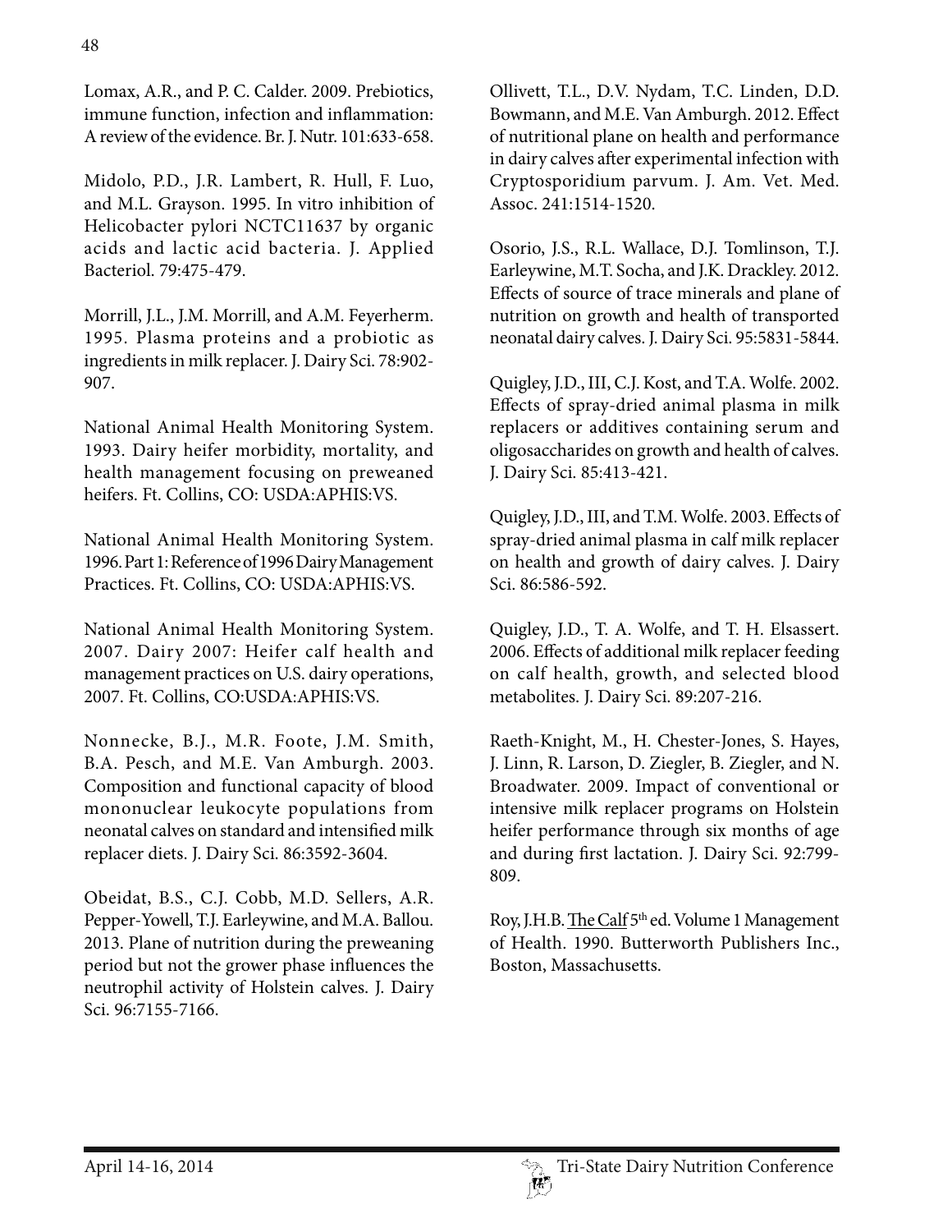Lomax, A.R., and P. C. Calder. 2009. Prebiotics, immune function, infection and inflammation: A review of the evidence. Br. J. Nutr. 101:633-658.

Midolo, P.D., J.R. Lambert, R. Hull, F. Luo, and M.L. Grayson. 1995. In vitro inhibition of Helicobacter pylori NCTC11637 by organic acids and lactic acid bacteria. J. Applied Bacteriol. 79:475-479.

Morrill, J.L., J.M. Morrill, and A.M. Feyerherm. 1995. Plasma proteins and a probiotic as ingredients in milk replacer. J. Dairy Sci. 78:902-907.

National Animal Health Monitoring System. 1993. Dairy heifer morbidity, mortality, and health management focusing on preweaned heifers. Ft. Collins, CO: USDA:APHIS:VS.

National Animal Health Monitoring System. 1996. Part 1: Reference of 1996 Dairy Management Practices. Ft. Collins, CO: USDA:APHIS:VS.

National Animal Health Monitoring System. 2007. Dairy 2007: Heifer calf health and management practices on U.S. dairy operations, 2007. Ft. Collins, CO:USDA:APHIS:VS.

Nonnecke, B.J., M.R. Foote, J.M. Smith, B.A. Pesch, and M.E. Van Amburgh. 2003. Composition and functional capacity of blood mononuclear leukocyte populations from neonatal calves on standard and intensified milk replacer diets. J. Dairy Sci. 86:3592-3604.

Obeidat, B.S., C.J. Cobb, M.D. Sellers, A.R. Pepper-Yowell, T.J. Earleywine, and M.A. Ballou. 2013. Plane of nutrition during the preweaning period but not the grower phase influences the neutrophil activity of Holstein calves. J. Dairy Sci. 96:7155-7166.

Ollivett, T.L., D.V. Nydam, T.C. Linden, D.D. Bowmann, and M.E. Van Amburgh. 2012. Effect of nutritional plane on health and performance in dairy calves after experimental infection with Cryptosporidium parvum. J. Am. Vet. Med. Assoc. 241:1514-1520.

Osorio, J.S., R.L. Wallace, D.J. Tomlinson, T.J. Earleywine, M.T. Socha, and J.K. Drackley. 2012. Effects of source of trace minerals and plane of nutrition on growth and health of transported neonatal dairy calves. J. Dairy Sci. 95:5831-5844.

Quigley, J.D., III, C.J. Kost, and T.A. Wolfe. 2002. Effects of spray-dried animal plasma in milk replacers or additives containing serum and oligosaccharides on growth and health of calves. J. Dairy Sci. 85:413-421.

Quigley, J.D., III, and T.M. Wolfe. 2003. Effects of spray-dried animal plasma in calf milk replacer on health and growth of dairy calves. J. Dairy Sci. 86:586-592.

Quigley, J.D., T. A. Wolfe, and T. H. Elsassert. 2006. Effects of additional milk replacer feeding on calf health, growth, and selected blood metabolites. J. Dairy Sci. 89:207-216.

Raeth-Knight, M., H. Chester-Jones, S. Hayes, J. Linn, R. Larson, D. Ziegler, B. Ziegler, and N. Broadwater. 2009. Impact of conventional or intensive milk replacer programs on Holstein heifer performance through six months of age and during first lactation. J. Dairy Sci. 92:799-809.

Roy, J.H.B. The Calf 5th ed. Volume 1 Management of Health. 1990. Butterworth Publishers Inc., Boston, Massachusetts.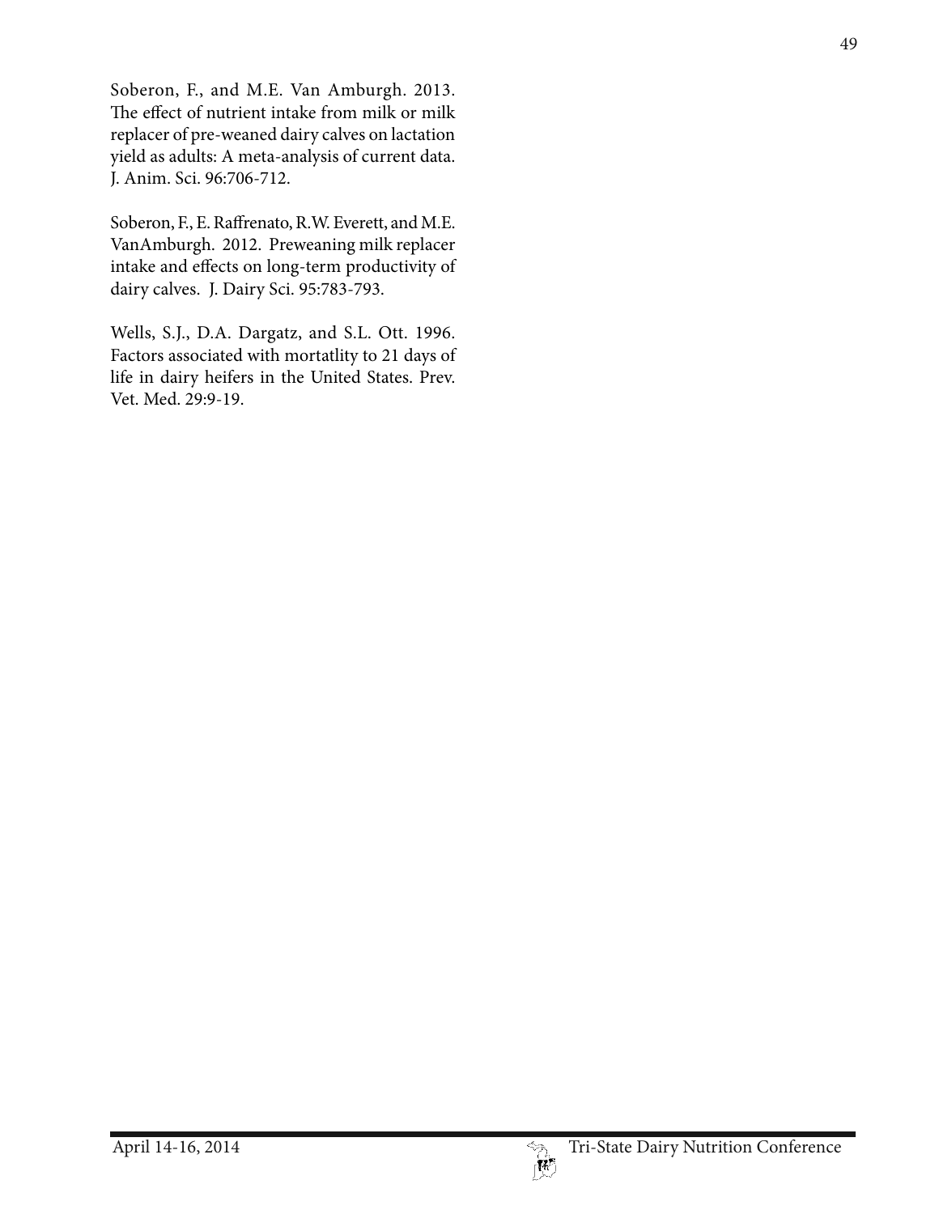Soberon, F., and M.E. Van Amburgh. 2013. The effect of nutrient intake from milk or milk replacer of pre-weaned dairy calves on lactation yield as adults: A meta-analysis of current data. J. Anim. Sci. 96:706-712.

Soberon, F., E. Raffrenato, R.W. Everett, and M.E. VanAmburgh. 2012. Preweaning milk replacer intake and effects on long-term productivity of dairy calves. J. Dairy Sci. 95:783-793.

Wells, S.J., D.A. Dargatz, and S.L. Ott. 1996. Factors associated with mortatlity to 21 days of life in dairy heifers in the United States. Prev. Vet. Med. 29:9-19.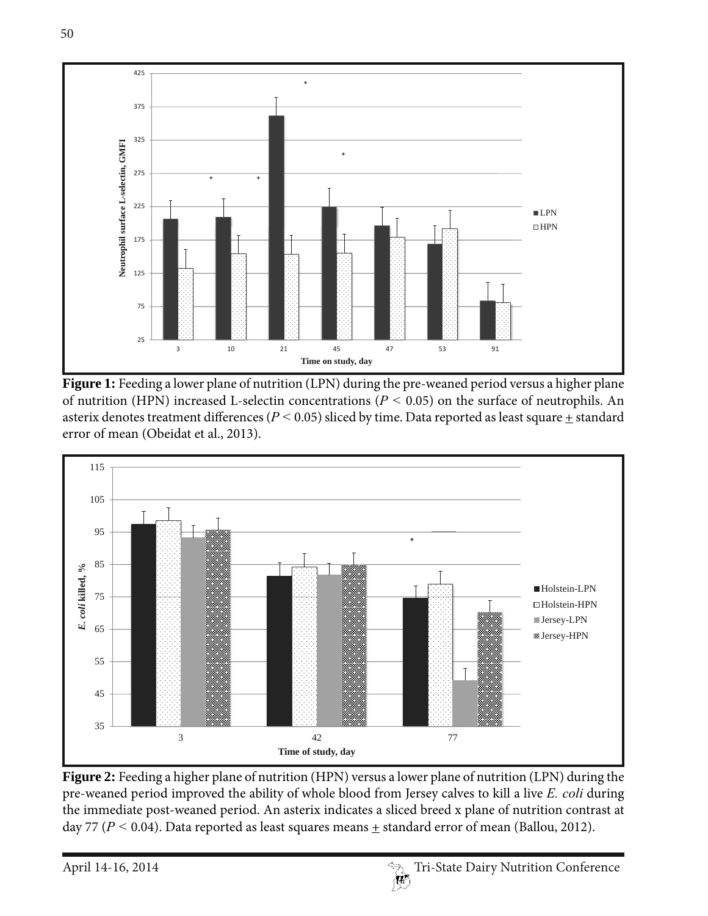**Figure 1:** Feeding a lower plane of nutrition (LPN) during the pre-weaned period versus a higher plane of nutrition (HPN) increased L-selectin concentrations ($P < 0.05$) on the surface of neutrophils. An asterix denotes treatment differences ($P < 0.05$) sliced by time. Data reported as least square ± standard error of mean (Obeidat et al., 2013).

**Figure 2:** Feeding a higher plane of nutrition (HPN) versus a lower plane of nutrition (LPN) during the pre-weaned period improved the ability of whole blood from Jersey calves to kill a live *E. coli* during the immediate post-weaned period. An asterix indicates a sliced breed x plane of nutrition contrast at day 77 ($P < 0.04$). Data reported as least squares means ± standard error of mean (Ballou, 2012).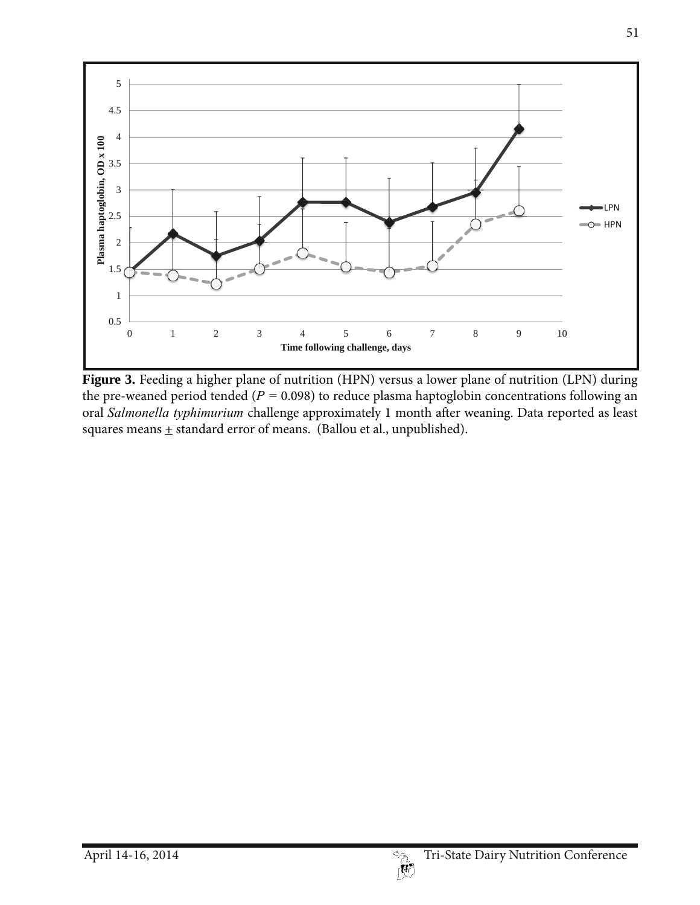**Figure 3.** Feeding a higher plane of nutrition (HPN) versus a lower plane of nutrition (LPN) during the pre-weaned period tended ($P$ = 0.098) to reduce plasma haptoglobin concentrations following an oral *Salmonella typhimurium* challenge approximately 1 month after weaning. Data reported as least squares means $\pm$ standard error of means. (Ballou et al., unpublished).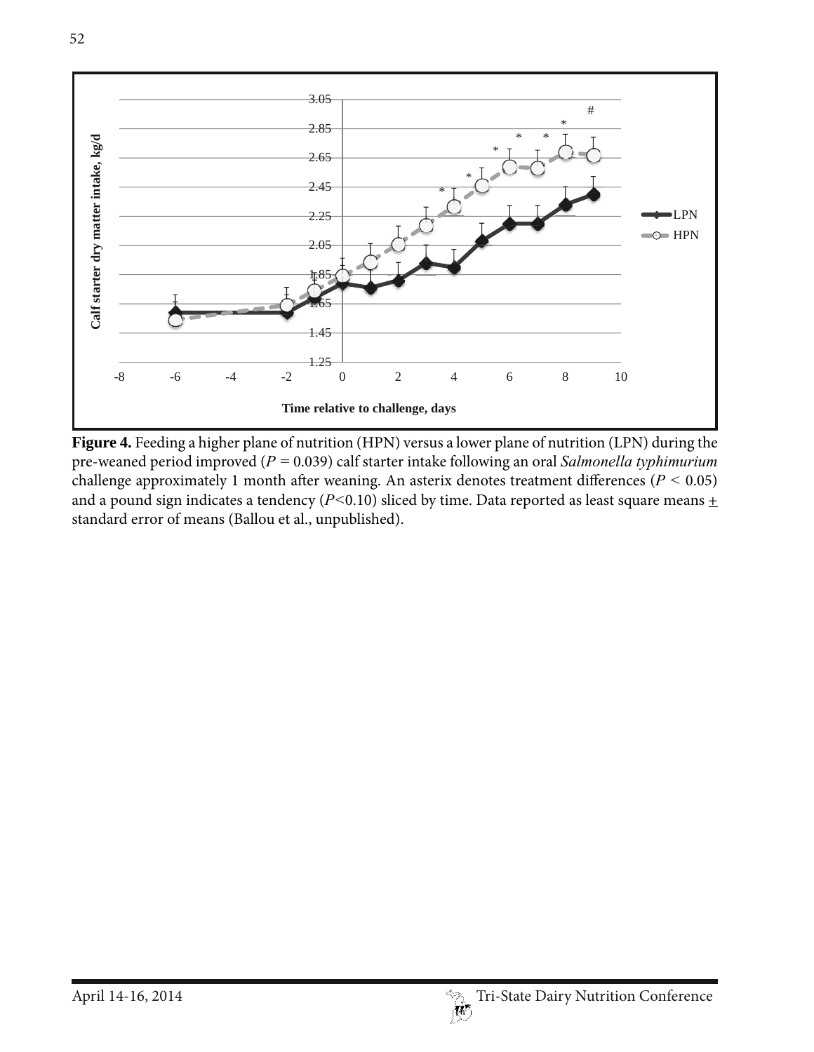Calf starter dry matter intake, kg/d

3.05
2.85
2.65
2.45
2.25
2.05
1.85
1.65
1.45
1.25

-8
-6
-4
-2
0
2
4
6
8
10

Time relative to challenge, days

LPN
HPN

*
*
*
*
*
*
#

**Figure 4.** Feeding a higher plane of nutrition (HPN) versus a lower plane of nutrition (LPN) during the pre-weaned period improved ($P$ = 0.039) calf starter intake following an oral *Salmonella typhimurium* challenge approximately 1 month after weaning. An asterix denotes treatment differences ($P < 0.05$) and a pound sign indicates a tendency ($P<0.10$) sliced by time. Data reported as least square means $\pm$ standard error of means (Ballou et al., unpublished).